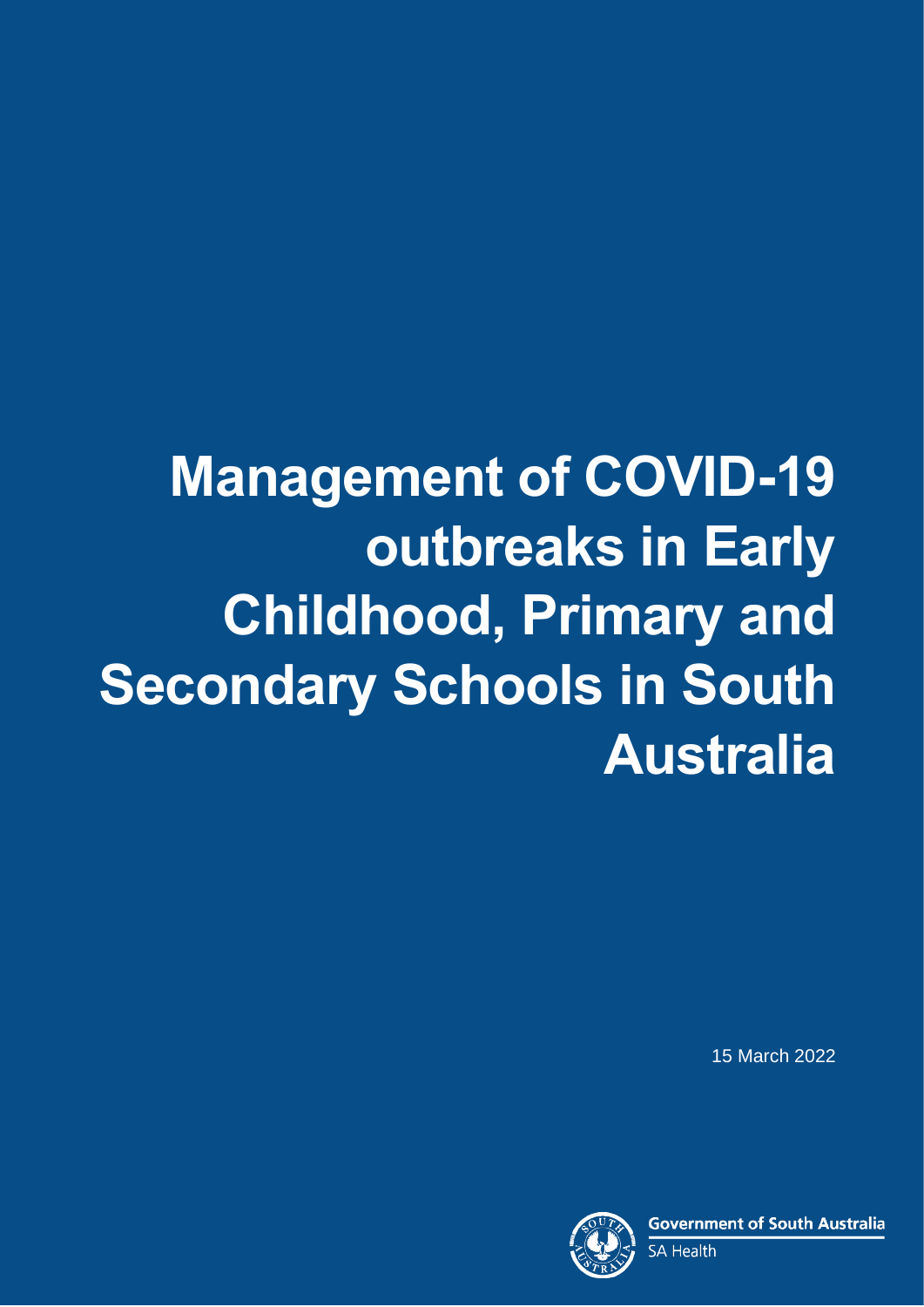# Management of COVID-19 outbreaks in Early Childhood, Primary and Secondary Schools in South Australia

15 March 2022

Government of South Australia

SA Health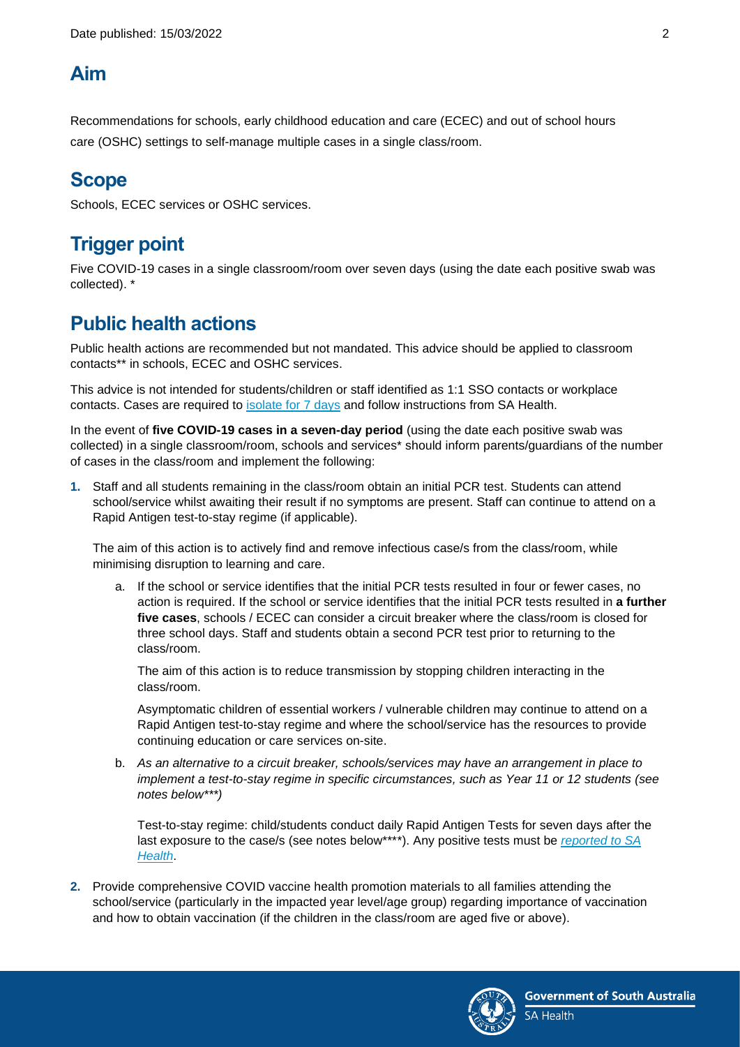## Aim

Recommendations for schools, early childhood education and care (ECEC) and out of school hours care (OSHC) settings to self-manage multiple cases in a single class/room.

## Scope

Schools, ECEC services or OSHC services.

## Trigger point

Five COVID-19 cases in a single classroom/room over seven days (using the date each positive swab was collected). *

## Public health actions

Public health actions are recommended but not mandated. This advice should be applied to classroom contacts** in schools, ECEC and OSHC services.

This advice is not intended for students/children or staff identified as 1:1 SSO contacts or workplace contacts. Cases are required to isolate for 7 days and follow instructions from SA Health.

In the event of **five COVID-19 cases in a seven-day period** (using the date each positive swab was collected) in a single classroom/room, schools and services* should inform parents/guardians of the number of cases in the class/room and implement the following:

1. Staff and all students remaining in the class/room obtain an initial PCR test. Students can attend school/service whilst awaiting their result if no symptoms are present. Staff can continue to attend on a Rapid Antigen test-to-stay regime (if applicable).

   The aim of this action is to actively find and remove infectious case/s from the class/room, while minimising disruption to learning and care.

   a. If the school or service identifies that the initial PCR tests resulted in four or fewer cases, no action is required. If the school or service identifies that the initial PCR tests resulted in **a further five cases**, schools / ECEC can consider a circuit breaker where the class/room is closed for three school days. Staff and students obtain a second PCR test prior to returning to the class/room.

      The aim of this action is to reduce transmission by stopping children interacting in the class/room.

      Asymptomatic children of essential workers / vulnerable children may continue to attend on a Rapid Antigen test-to-stay regime and where the school/service has the resources to provide continuing education or care services on-site.

   b. *As an alternative to a circuit breaker, schools/services may have an arrangement in place to implement a test-to-stay regime in specific circumstances, such as Year 11 or 12 students (see notes below***)*

      Test-to-stay regime: child/students conduct daily Rapid Antigen Tests for seven days after the last exposure to the case/s (see notes below****). Any positive tests must be *reported to SA Health*.

2. Provide comprehensive COVID vaccine health promotion materials to all families attending the school/service (particularly in the impacted year level/age group) regarding importance of vaccination and how to obtain vaccination (if the children in the class/room are aged five or above).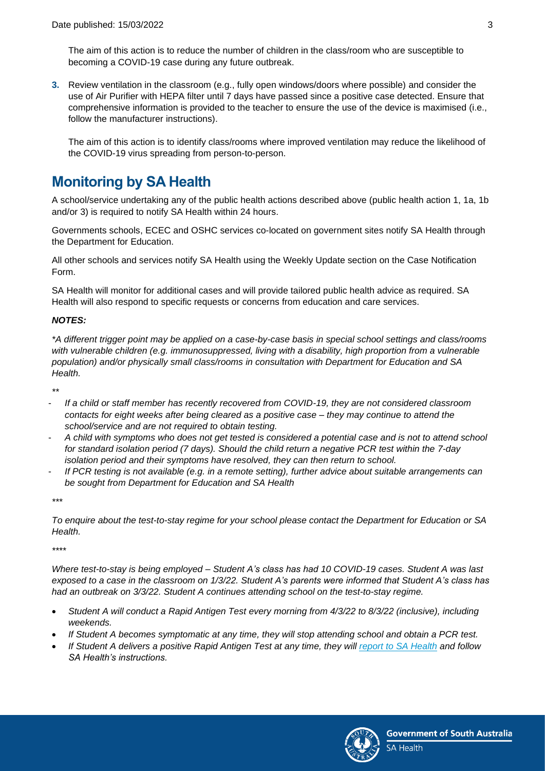The aim of this action is to reduce the number of children in the class/room who are susceptible to becoming a COVID-19 case during any future outbreak.

**3.** Review ventilation in the classroom (e.g., fully open windows/doors where possible) and consider the use of Air Purifier with HEPA filter until 7 days have passed since a positive case detected. Ensure that comprehensive information is provided to the teacher to ensure the use of the device is maximised (i.e., follow the manufacturer instructions).

The aim of this action is to identify class/rooms where improved ventilation may reduce the likelihood of the COVID-19 virus spreading from person-to-person.

## Monitoring by SA Health

A school/service undertaking any of the public health actions described above (public health action 1, 1a, 1b and/or 3) is required to notify SA Health within 24 hours.

Governments schools, ECEC and OSHC services co-located on government sites notify SA Health through the Department for Education.

All other schools and services notify SA Health using the Weekly Update section on the Case Notification Form.

SA Health will monitor for additional cases and will provide tailored public health advice as required. SA Health will also respond to specific requests or concerns from education and care services.

***NOTES:***

*\*A different trigger point may be applied on a case-by-case basis in special school settings and class/rooms with vulnerable children (e.g. immunosuppressed, living with a disability, high proportion from a vulnerable population) and/or physically small class/rooms in consultation with Department for Education and SA Health.*

*\*\**

- *If a child or staff member has recently recovered from COVID-19, they are not considered classroom contacts for eight weeks after being cleared as a positive case – they may continue to attend the school/service and are not required to obtain testing.*
- *A child with symptoms who does not get tested is considered a potential case and is not to attend school for standard isolation period (7 days). Should the child return a negative PCR test within the 7-day isolation period and their symptoms have resolved, they can then return to school.*
- *If PCR testing is not available (e.g. in a remote setting), further advice about suitable arrangements can be sought from Department for Education and SA Health*

*\*\*\**

*To enquire about the test-to-stay regime for your school please contact the Department for Education or SA Health.*

*\*\*\*\**

*Where test-to-stay is being employed – Student A's class has had 10 COVID-19 cases. Student A was last exposed to a case in the classroom on 1/3/22. Student A's parents were informed that Student A's class has had an outbreak on 3/3/22. Student A continues attending school on the test-to-stay regime.*

- *Student A will conduct a Rapid Antigen Test every morning from 4/3/22 to 8/3/22 (inclusive), including weekends.*
- *If Student A becomes symptomatic at any time, they will stop attending school and obtain a PCR test.*
- *If Student A delivers a positive Rapid Antigen Test at any time, they will report to SA Health and follow SA Health's instructions.*